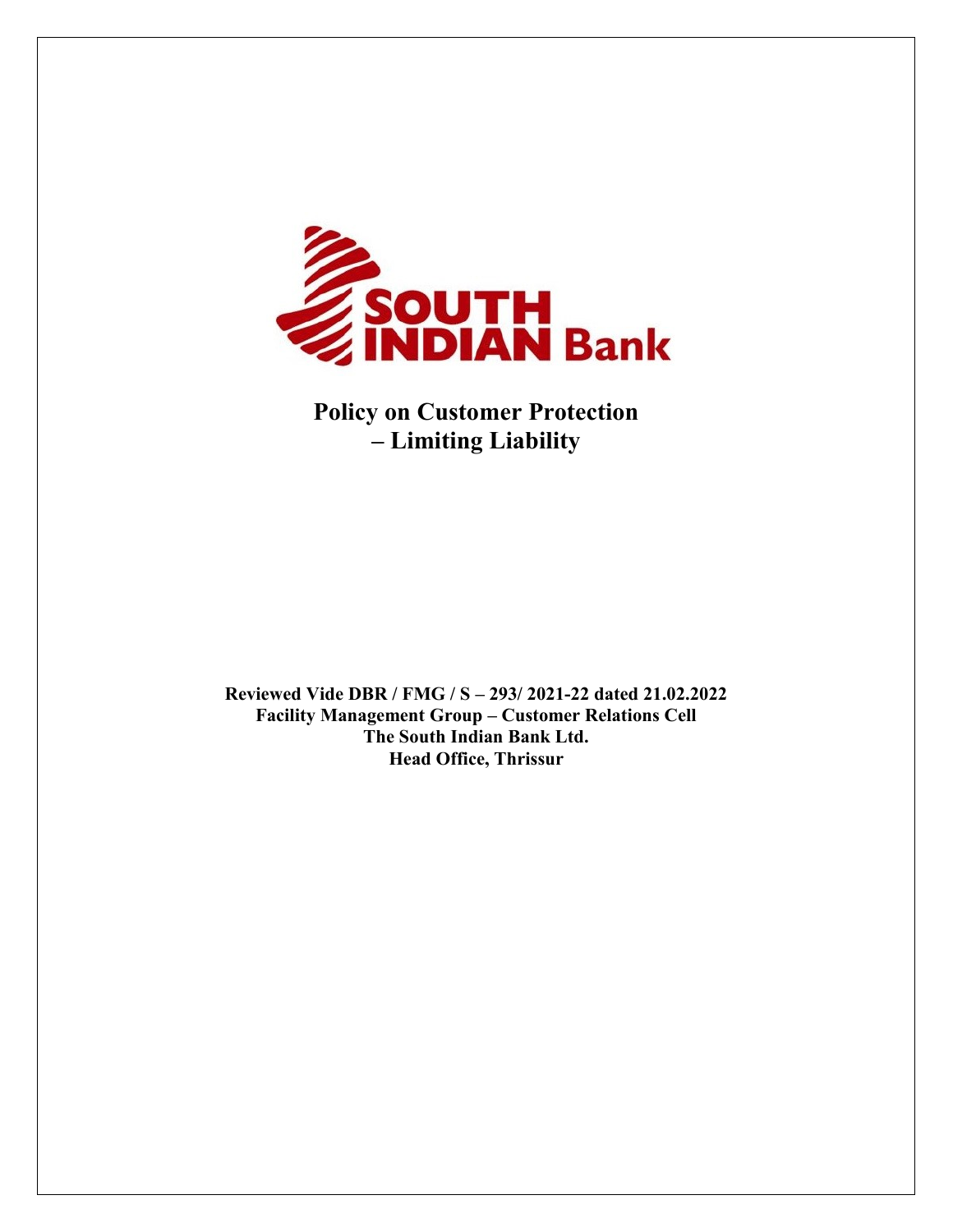SOUTH INDIAN Bank

# Policy on Customer Protection – Limiting Liability

**Reviewed Vide DBR / FMG / S – 293/ 2021-22 dated 21.02.2022**
**Facility Management Group – Customer Relations Cell**
**The South Indian Bank Ltd.**
**Head Office, Thrissur**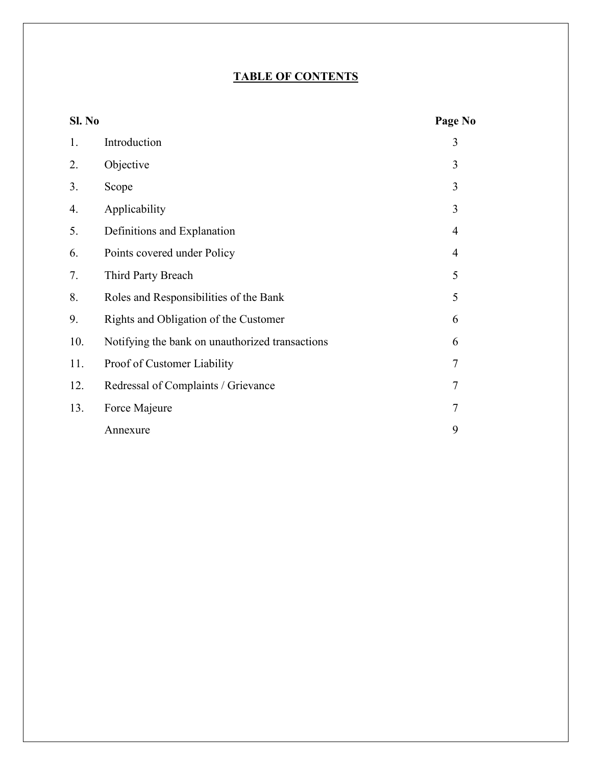# TABLE OF CONTENTS

| Sl. No | | Page No |
|---|---|---|
| 1. | Introduction | 3 |
| 2. | Objective | 3 |
| 3. | Scope | 3 |
| 4. | Applicability | 3 |
| 5. | Definitions and Explanation | 4 |
| 6. | Points covered under Policy | 4 |
| 7. | Third Party Breach | 5 |
| 8. | Roles and Responsibilities of the Bank | 5 |
| 9. | Rights and Obligation of the Customer | 6 |
| 10. | Notifying the bank on unauthorized transactions | 6 |
| 11. | Proof of Customer Liability | 7 |
| 12. | Redressal of Complaints / Grievance | 7 |
| 13. | Force Majeure | 7 |
| | Annexure | 9 |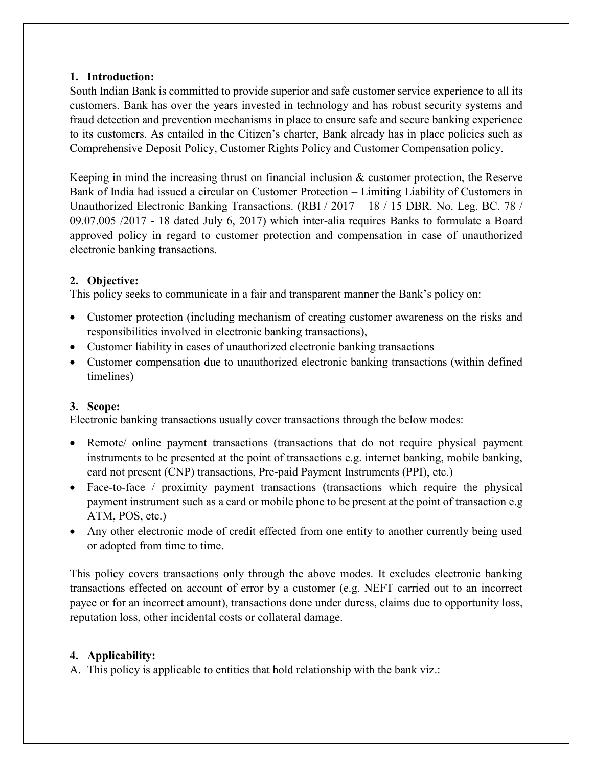## 1. Introduction:

South Indian Bank is committed to provide superior and safe customer service experience to all its customers. Bank has over the years invested in technology and has robust security systems and fraud detection and prevention mechanisms in place to ensure safe and secure banking experience to its customers. As entailed in the Citizen's charter, Bank already has in place policies such as Comprehensive Deposit Policy, Customer Rights Policy and Customer Compensation policy.

Keeping in mind the increasing thrust on financial inclusion & customer protection, the Reserve Bank of India had issued a circular on Customer Protection – Limiting Liability of Customers in Unauthorized Electronic Banking Transactions. (RBI / 2017 – 18 / 15 DBR. No. Leg. BC. 78 / 09.07.005 /2017 - 18 dated July 6, 2017) which inter-alia requires Banks to formulate a Board approved policy in regard to customer protection and compensation in case of unauthorized electronic banking transactions.

## 2. Objective:

This policy seeks to communicate in a fair and transparent manner the Bank's policy on:

- Customer protection (including mechanism of creating customer awareness on the risks and responsibilities involved in electronic banking transactions),
- Customer liability in cases of unauthorized electronic banking transactions
- Customer compensation due to unauthorized electronic banking transactions (within defined timelines)

## 3. Scope:

Electronic banking transactions usually cover transactions through the below modes:

- Remote/ online payment transactions (transactions that do not require physical payment instruments to be presented at the point of transactions e.g. internet banking, mobile banking, card not present (CNP) transactions, Pre-paid Payment Instruments (PPI), etc.)
- Face-to-face / proximity payment transactions (transactions which require the physical payment instrument such as a card or mobile phone to be present at the point of transaction e.g ATM, POS, etc.)
- Any other electronic mode of credit effected from one entity to another currently being used or adopted from time to time.

This policy covers transactions only through the above modes. It excludes electronic banking transactions effected on account of error by a customer (e.g. NEFT carried out to an incorrect payee or for an incorrect amount), transactions done under duress, claims due to opportunity loss, reputation loss, other incidental costs or collateral damage.

## 4. Applicability:

A. This policy is applicable to entities that hold relationship with the bank viz.: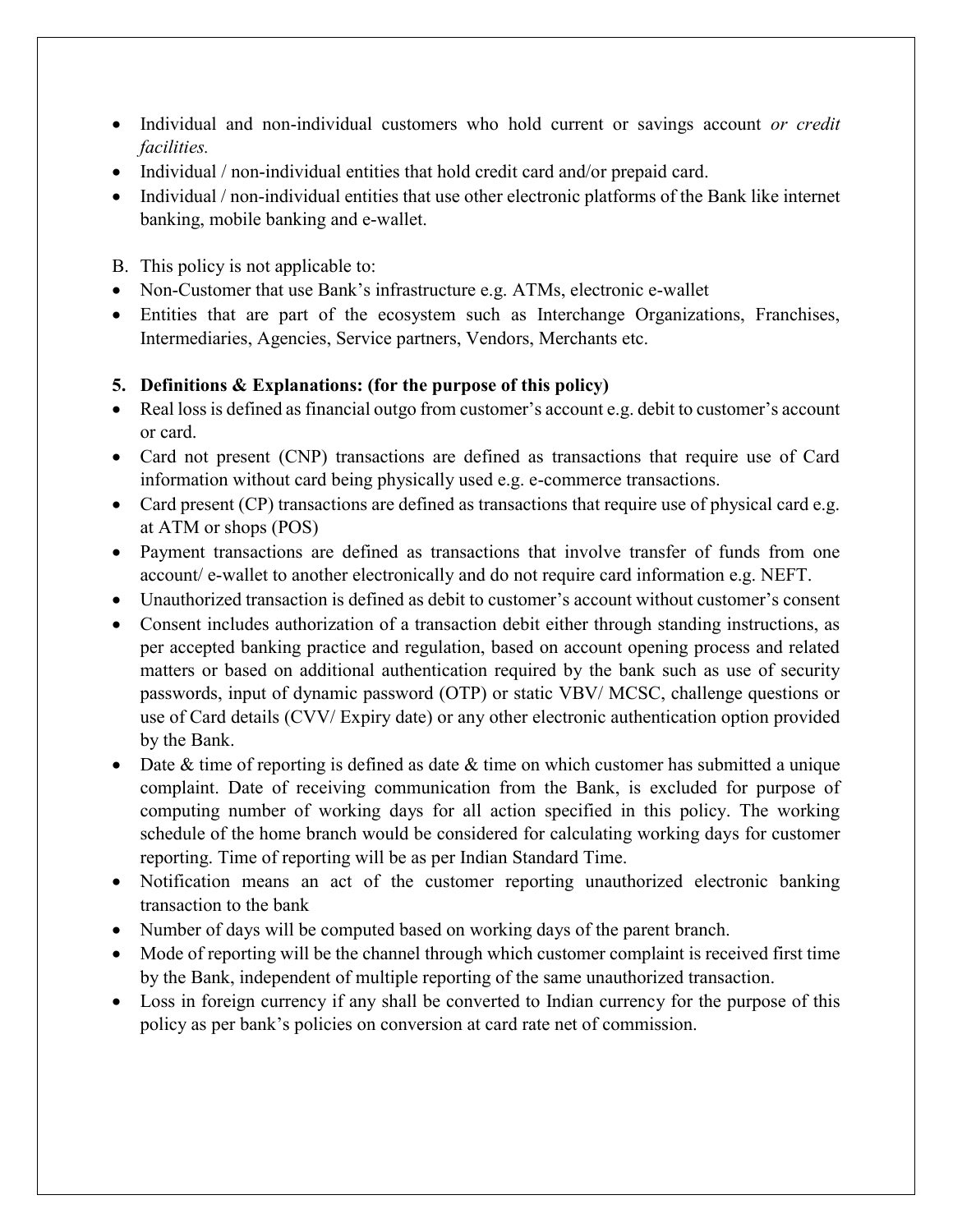- Individual and non-individual customers who hold current or savings account *or credit facilities.*
- Individual / non-individual entities that hold credit card and/or prepaid card.
- Individual / non-individual entities that use other electronic platforms of the Bank like internet banking, mobile banking and e-wallet.

B. This policy is not applicable to:

- Non-Customer that use Bank's infrastructure e.g. ATMs, electronic e-wallet
- Entities that are part of the ecosystem such as Interchange Organizations, Franchises, Intermediaries, Agencies, Service partners, Vendors, Merchants etc.

**5. Definitions & Explanations: (for the purpose of this policy)**

- Real loss is defined as financial outgo from customer's account e.g. debit to customer's account or card.
- Card not present (CNP) transactions are defined as transactions that require use of Card information without card being physically used e.g. e-commerce transactions.
- Card present (CP) transactions are defined as transactions that require use of physical card e.g. at ATM or shops (POS)
- Payment transactions are defined as transactions that involve transfer of funds from one account/ e-wallet to another electronically and do not require card information e.g. NEFT.
- Unauthorized transaction is defined as debit to customer's account without customer's consent
- Consent includes authorization of a transaction debit either through standing instructions, as per accepted banking practice and regulation, based on account opening process and related matters or based on additional authentication required by the bank such as use of security passwords, input of dynamic password (OTP) or static VBV/ MCSC, challenge questions or use of Card details (CVV/ Expiry date) or any other electronic authentication option provided by the Bank.
- Date & time of reporting is defined as date & time on which customer has submitted a unique complaint. Date of receiving communication from the Bank, is excluded for purpose of computing number of working days for all action specified in this policy. The working schedule of the home branch would be considered for calculating working days for customer reporting. Time of reporting will be as per Indian Standard Time.
- Notification means an act of the customer reporting unauthorized electronic banking transaction to the bank
- Number of days will be computed based on working days of the parent branch.
- Mode of reporting will be the channel through which customer complaint is received first time by the Bank, independent of multiple reporting of the same unauthorized transaction.
- Loss in foreign currency if any shall be converted to Indian currency for the purpose of this policy as per bank's policies on conversion at card rate net of commission.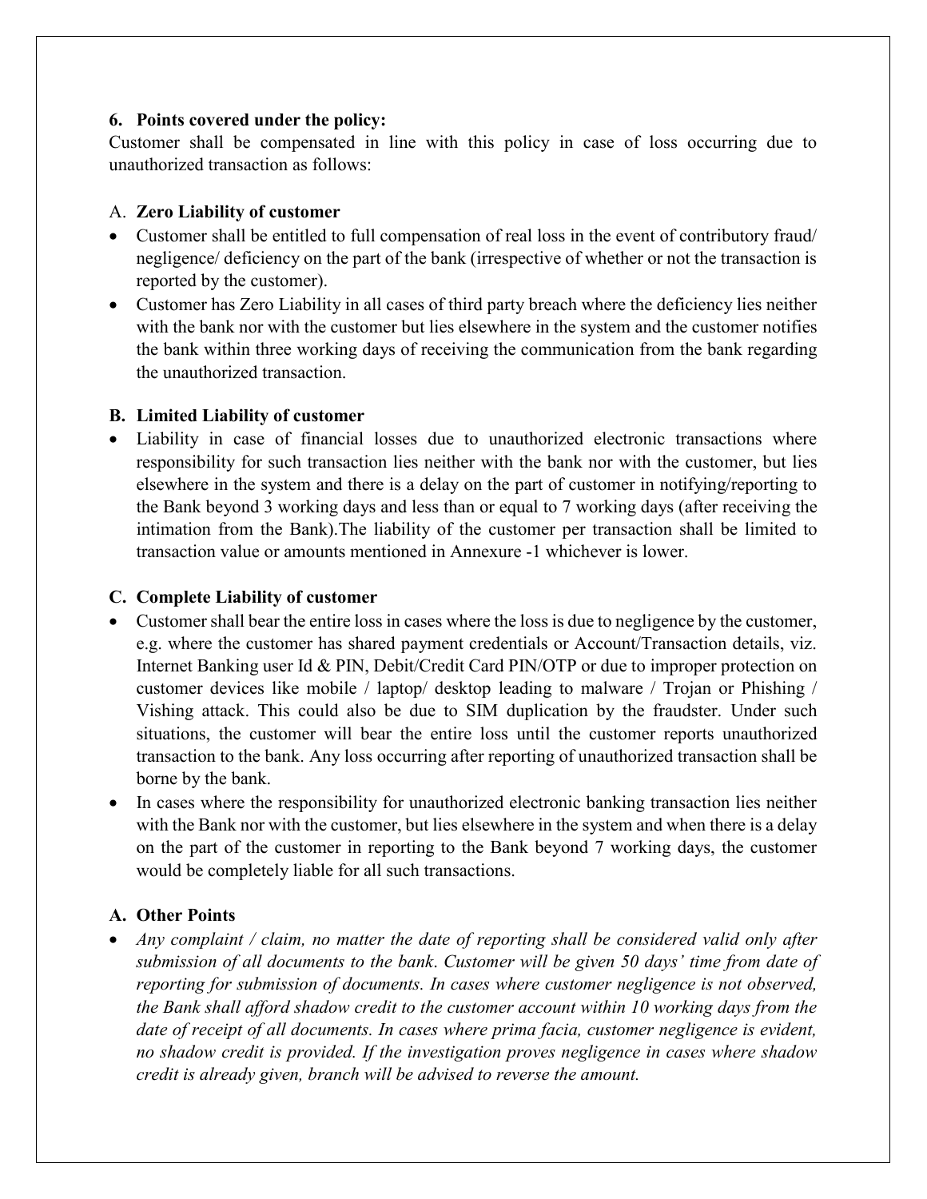## 6. Points covered under the policy:

Customer shall be compensated in line with this policy in case of loss occurring due to unauthorized transaction as follows:

### A. Zero Liability of customer

- Customer shall be entitled to full compensation of real loss in the event of contributory fraud/ negligence/ deficiency on the part of the bank (irrespective of whether or not the transaction is reported by the customer).
- Customer has Zero Liability in all cases of third party breach where the deficiency lies neither with the bank nor with the customer but lies elsewhere in the system and the customer notifies the bank within three working days of receiving the communication from the bank regarding the unauthorized transaction.

### B. Limited Liability of customer

- Liability in case of financial losses due to unauthorized electronic transactions where responsibility for such transaction lies neither with the bank nor with the customer, but lies elsewhere in the system and there is a delay on the part of customer in notifying/reporting to the Bank beyond 3 working days and less than or equal to 7 working days (after receiving the intimation from the Bank).The liability of the customer per transaction shall be limited to transaction value or amounts mentioned in Annexure -1 whichever is lower.

### C. Complete Liability of customer

- Customer shall bear the entire loss in cases where the loss is due to negligence by the customer, e.g. where the customer has shared payment credentials or Account/Transaction details, viz. Internet Banking user Id & PIN, Debit/Credit Card PIN/OTP or due to improper protection on customer devices like mobile / laptop/ desktop leading to malware / Trojan or Phishing / Vishing attack. This could also be due to SIM duplication by the fraudster. Under such situations, the customer will bear the entire loss until the customer reports unauthorized transaction to the bank. Any loss occurring after reporting of unauthorized transaction shall be borne by the bank.
- In cases where the responsibility for unauthorized electronic banking transaction lies neither with the Bank nor with the customer, but lies elsewhere in the system and when there is a delay on the part of the customer in reporting to the Bank beyond 7 working days, the customer would be completely liable for all such transactions.

### A. Other Points

- *Any complaint / claim, no matter the date of reporting shall be considered valid only after submission of all documents to the bank. Customer will be given 50 days' time from date of reporting for submission of documents. In cases where customer negligence is not observed, the Bank shall afford shadow credit to the customer account within 10 working days from the date of receipt of all documents. In cases where prima facia, customer negligence is evident, no shadow credit is provided. If the investigation proves negligence in cases where shadow credit is already given, branch will be advised to reverse the amount.*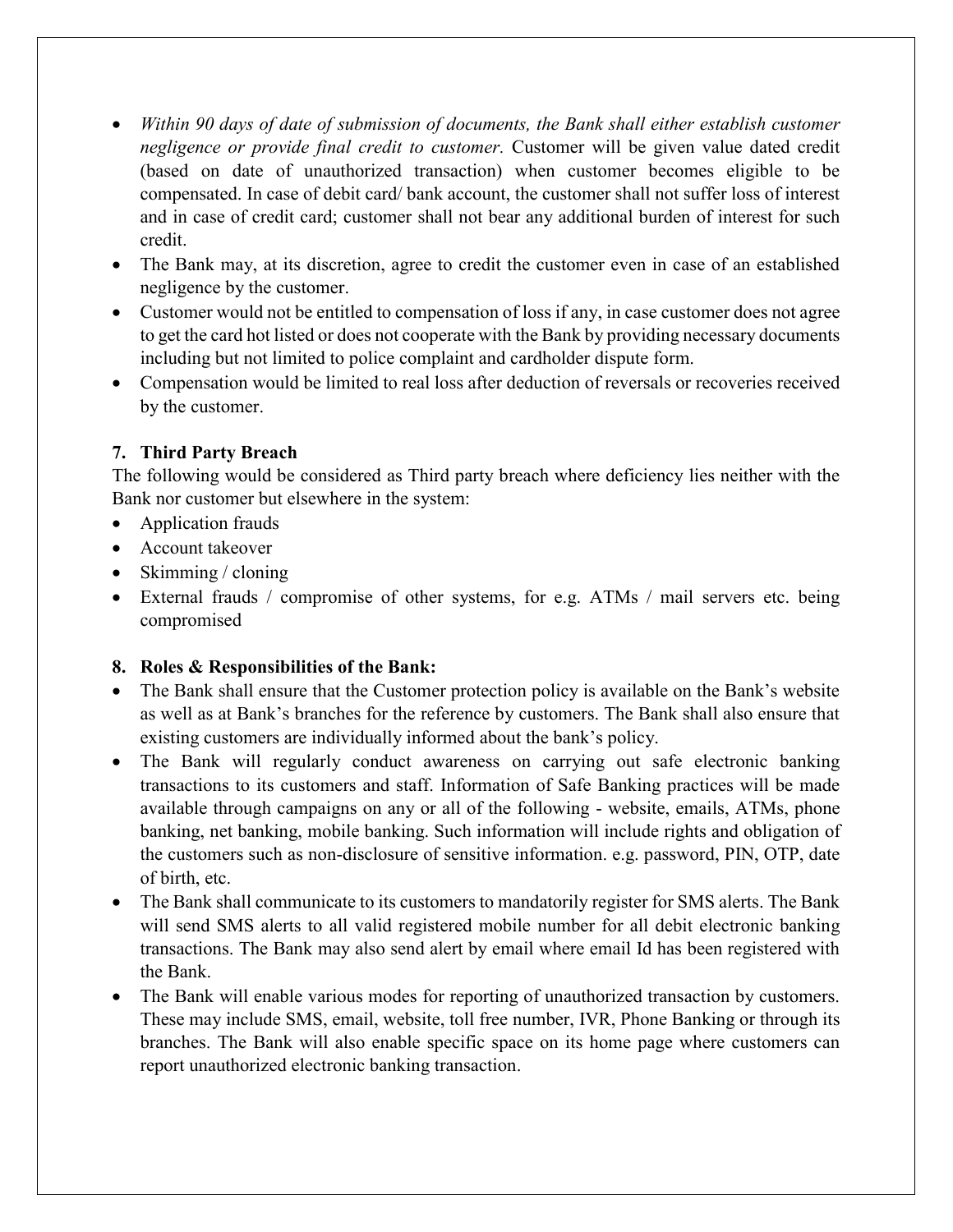- *Within 90 days of date of submission of documents, the Bank shall either establish customer negligence or provide final credit to customer.* Customer will be given value dated credit (based on date of unauthorized transaction) when customer becomes eligible to be compensated. In case of debit card/ bank account, the customer shall not suffer loss of interest and in case of credit card; customer shall not bear any additional burden of interest for such credit.
- The Bank may, at its discretion, agree to credit the customer even in case of an established negligence by the customer.
- Customer would not be entitled to compensation of loss if any, in case customer does not agree to get the card hot listed or does not cooperate with the Bank by providing necessary documents including but not limited to police complaint and cardholder dispute form.
- Compensation would be limited to real loss after deduction of reversals or recoveries received by the customer.

**7. Third Party Breach**

The following would be considered as Third party breach where deficiency lies neither with the Bank nor customer but elsewhere in the system:

- Application frauds
- Account takeover
- Skimming / cloning
- External frauds / compromise of other systems, for e.g. ATMs / mail servers etc. being compromised

**8. Roles & Responsibilities of the Bank:**

- The Bank shall ensure that the Customer protection policy is available on the Bank's website as well as at Bank's branches for the reference by customers. The Bank shall also ensure that existing customers are individually informed about the bank's policy.
- The Bank will regularly conduct awareness on carrying out safe electronic banking transactions to its customers and staff. Information of Safe Banking practices will be made available through campaigns on any or all of the following - website, emails, ATMs, phone banking, net banking, mobile banking. Such information will include rights and obligation of the customers such as non-disclosure of sensitive information. e.g. password, PIN, OTP, date of birth, etc.
- The Bank shall communicate to its customers to mandatorily register for SMS alerts. The Bank will send SMS alerts to all valid registered mobile number for all debit electronic banking transactions. The Bank may also send alert by email where email Id has been registered with the Bank.
- The Bank will enable various modes for reporting of unauthorized transaction by customers. These may include SMS, email, website, toll free number, IVR, Phone Banking or through its branches. The Bank will also enable specific space on its home page where customers can report unauthorized electronic banking transaction.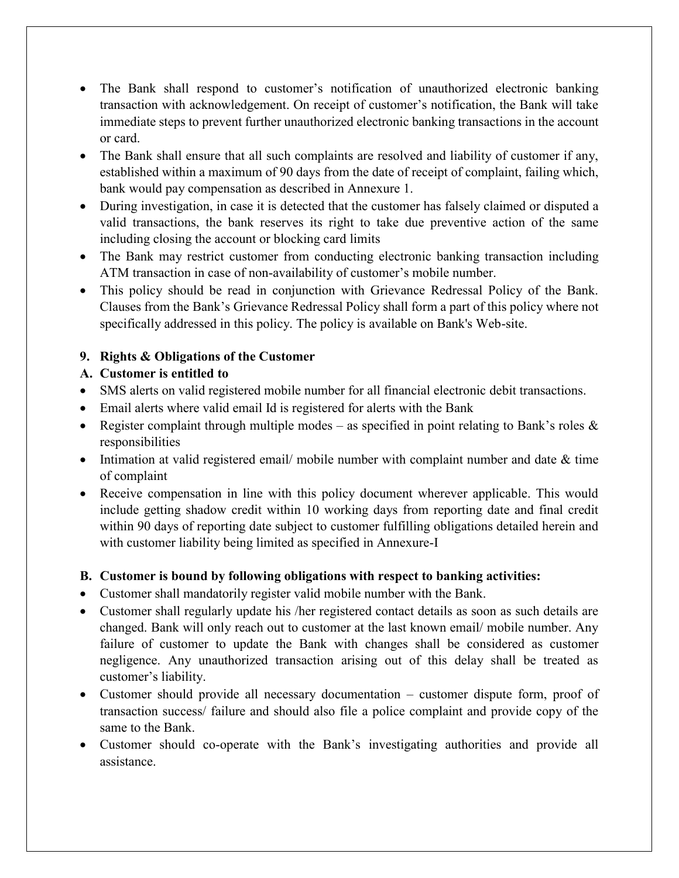- The Bank shall respond to customer's notification of unauthorized electronic banking transaction with acknowledgement. On receipt of customer's notification, the Bank will take immediate steps to prevent further unauthorized electronic banking transactions in the account or card.
- The Bank shall ensure that all such complaints are resolved and liability of customer if any, established within a maximum of 90 days from the date of receipt of complaint, failing which, bank would pay compensation as described in Annexure 1.
- During investigation, in case it is detected that the customer has falsely claimed or disputed a valid transactions, the bank reserves its right to take due preventive action of the same including closing the account or blocking card limits
- The Bank may restrict customer from conducting electronic banking transaction including ATM transaction in case of non-availability of customer's mobile number.
- This policy should be read in conjunction with Grievance Redressal Policy of the Bank. Clauses from the Bank's Grievance Redressal Policy shall form a part of this policy where not specifically addressed in this policy. The policy is available on Bank's Web-site.

**9. Rights & Obligations of the Customer**

**A. Customer is entitled to**

- SMS alerts on valid registered mobile number for all financial electronic debit transactions.
- Email alerts where valid email Id is registered for alerts with the Bank
- Register complaint through multiple modes – as specified in point relating to Bank's roles & responsibilities
- Intimation at valid registered email/ mobile number with complaint number and date & time of complaint
- Receive compensation in line with this policy document wherever applicable. This would include getting shadow credit within 10 working days from reporting date and final credit within 90 days of reporting date subject to customer fulfilling obligations detailed herein and with customer liability being limited as specified in Annexure-I

**B. Customer is bound by following obligations with respect to banking activities:**

- Customer shall mandatorily register valid mobile number with the Bank.
- Customer shall regularly update his /her registered contact details as soon as such details are changed. Bank will only reach out to customer at the last known email/ mobile number. Any failure of customer to update the Bank with changes shall be considered as customer negligence. Any unauthorized transaction arising out of this delay shall be treated as customer's liability.
- Customer should provide all necessary documentation – customer dispute form, proof of transaction success/ failure and should also file a police complaint and provide copy of the same to the Bank.
- Customer should co-operate with the Bank's investigating authorities and provide all assistance.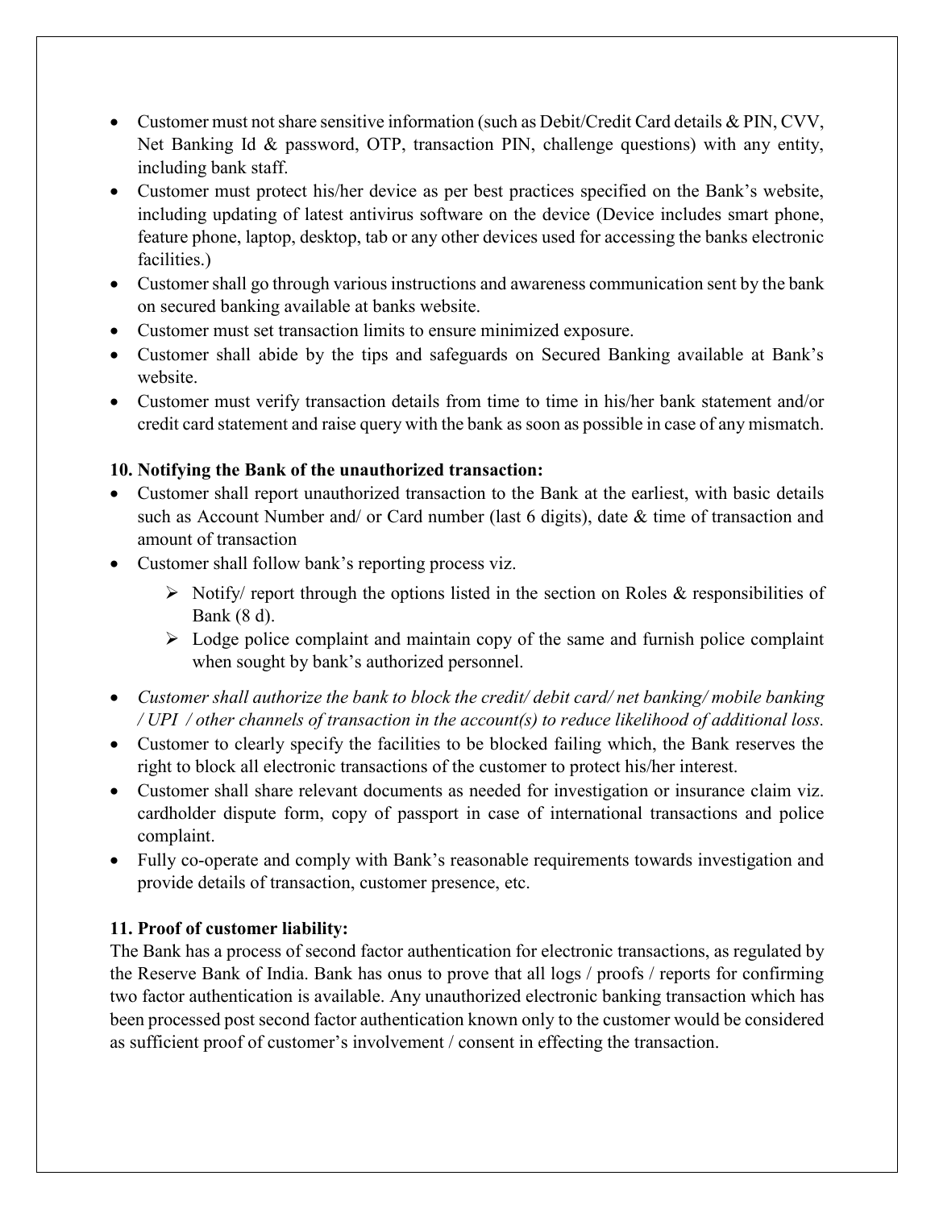- Customer must not share sensitive information (such as Debit/Credit Card details & PIN, CVV, Net Banking Id & password, OTP, transaction PIN, challenge questions) with any entity, including bank staff.
- Customer must protect his/her device as per best practices specified on the Bank's website, including updating of latest antivirus software on the device (Device includes smart phone, feature phone, laptop, desktop, tab or any other devices used for accessing the banks electronic facilities.)
- Customer shall go through various instructions and awareness communication sent by the bank on secured banking available at banks website.
- Customer must set transaction limits to ensure minimized exposure.
- Customer shall abide by the tips and safeguards on Secured Banking available at Bank's website.
- Customer must verify transaction details from time to time in his/her bank statement and/or credit card statement and raise query with the bank as soon as possible in case of any mismatch.

**10. Notifying the Bank of the unauthorized transaction:**

- Customer shall report unauthorized transaction to the Bank at the earliest, with basic details such as Account Number and/ or Card number (last 6 digits), date & time of transaction and amount of transaction
- Customer shall follow bank's reporting process viz.
  - Notify/ report through the options listed in the section on Roles & responsibilities of Bank (8 d).
  - Lodge police complaint and maintain copy of the same and furnish police complaint when sought by bank's authorized personnel.
- *Customer shall authorize the bank to block the credit/ debit card/ net banking/ mobile banking / UPI / other channels of transaction in the account(s) to reduce likelihood of additional loss.*
- Customer to clearly specify the facilities to be blocked failing which, the Bank reserves the right to block all electronic transactions of the customer to protect his/her interest.
- Customer shall share relevant documents as needed for investigation or insurance claim viz. cardholder dispute form, copy of passport in case of international transactions and police complaint.
- Fully co-operate and comply with Bank's reasonable requirements towards investigation and provide details of transaction, customer presence, etc.

**11. Proof of customer liability:**

The Bank has a process of second factor authentication for electronic transactions, as regulated by the Reserve Bank of India. Bank has onus to prove that all logs / proofs / reports for confirming two factor authentication is available. Any unauthorized electronic banking transaction which has been processed post second factor authentication known only to the customer would be considered as sufficient proof of customer's involvement / consent in effecting the transaction.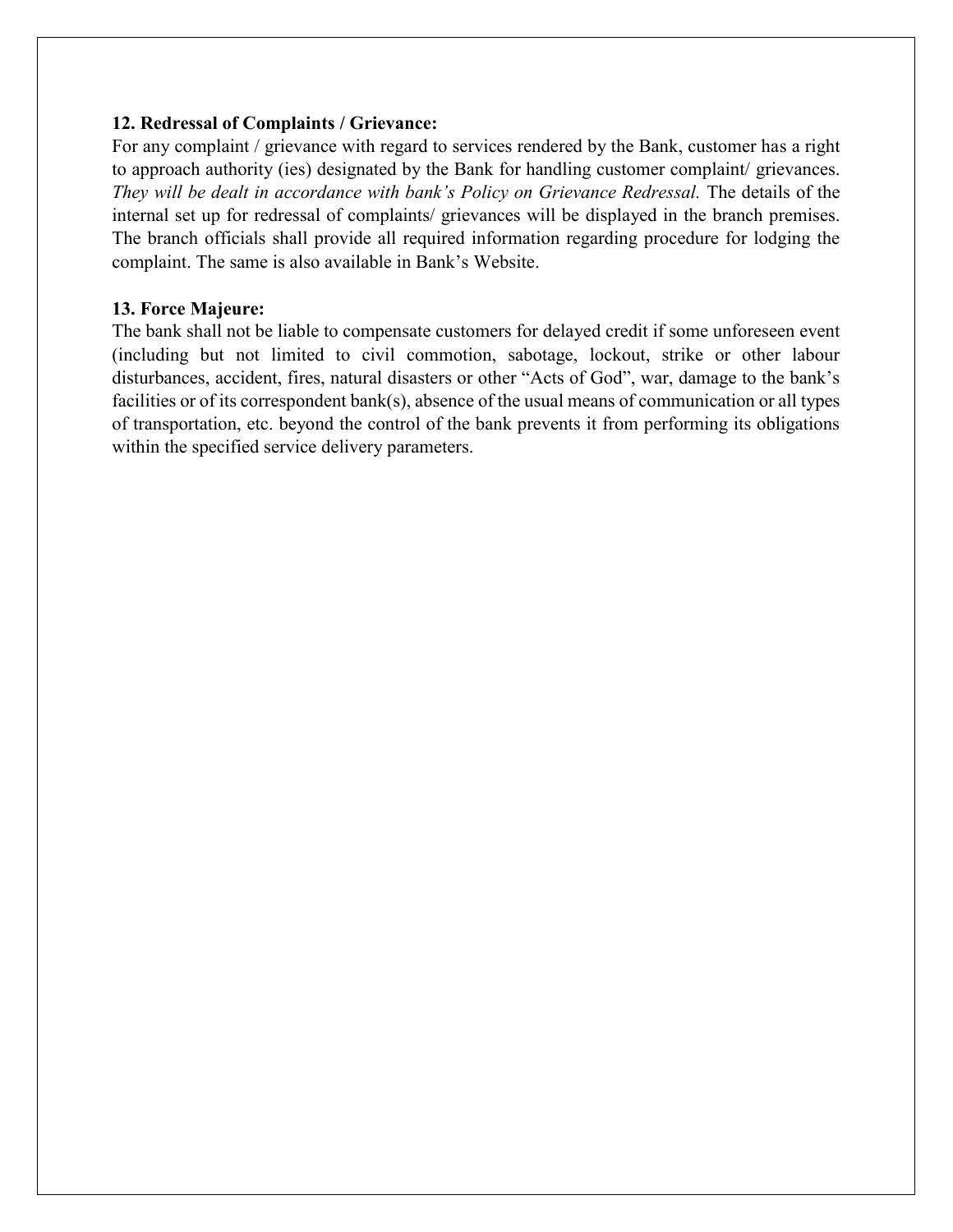**12. Redressal of Complaints / Grievance:**

For any complaint / grievance with regard to services rendered by the Bank, customer has a right to approach authority (ies) designated by the Bank for handling customer complaint/ grievances. *They will be dealt in accordance with bank's Policy on Grievance Redressal.* The details of the internal set up for redressal of complaints/ grievances will be displayed in the branch premises. The branch officials shall provide all required information regarding procedure for lodging the complaint. The same is also available in Bank's Website.

**13. Force Majeure:**

The bank shall not be liable to compensate customers for delayed credit if some unforeseen event (including but not limited to civil commotion, sabotage, lockout, strike or other labour disturbances, accident, fires, natural disasters or other "Acts of God", war, damage to the bank's facilities or of its correspondent bank(s), absence of the usual means of communication or all types of transportation, etc. beyond the control of the bank prevents it from performing its obligations within the specified service delivery parameters.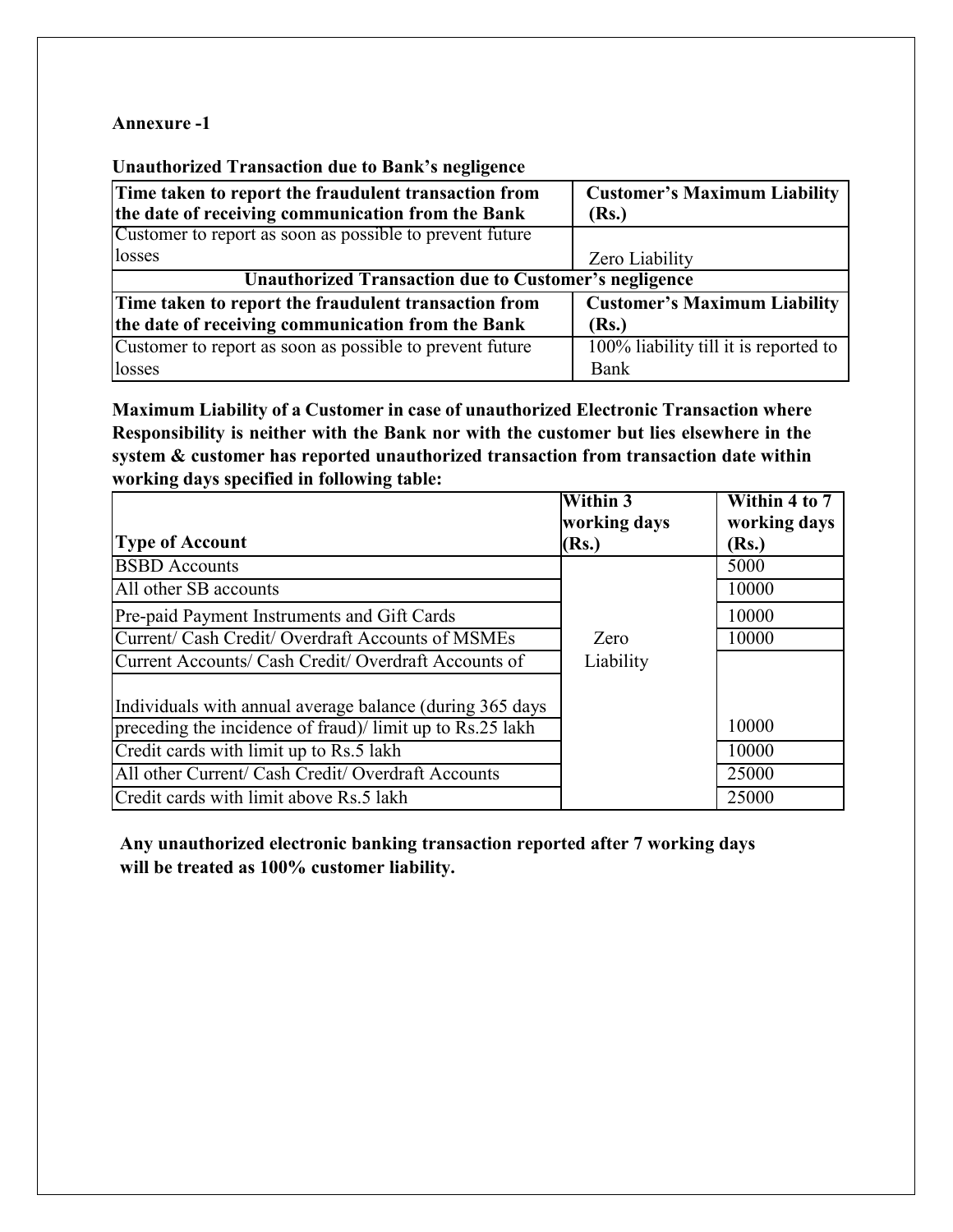**Annexure -1**

**Unauthorized Transaction due to Bank's negligence**

| Time taken to report the fraudulent transaction from the date of receiving communication from the Bank | Customer's Maximum Liability (Rs.) |
|---|---|
| Customer to report as soon as possible to prevent future losses | Zero Liability |
| **Unauthorized Transaction due to Customer's negligence** | |
| **Time taken to report the fraudulent transaction from the date of receiving communication from the Bank** | **Customer's Maximum Liability (Rs.)** |
| Customer to report as soon as possible to prevent future losses | 100% liability till it is reported to Bank |

**Maximum Liability of a Customer in case of unauthorized Electronic Transaction where Responsibility is neither with the Bank nor with the customer but lies elsewhere in the system & customer has reported unauthorized transaction from transaction date within working days specified in following table:**

| Type of Account | Within 3 working days (Rs.) | Within 4 to 7 working days (Rs.) |
|---|---|---|
| BSBD Accounts | Zero Liability | 5000 |
| All other SB accounts | | 10000 |
| Pre-paid Payment Instruments and Gift Cards | | 10000 |
| Current/ Cash Credit/ Overdraft Accounts of MSMEs | | 10000 |
| Current Accounts/ Cash Credit/ Overdraft Accounts of Individuals with annual average balance (during 365 days preceding the incidence of fraud)/ limit up to Rs.25 lakh | | 10000 |
| Credit cards with limit up to Rs.5 lakh | | 10000 |
| All other Current/ Cash Credit/ Overdraft Accounts | | 25000 |
| Credit cards with limit above Rs.5 lakh | | 25000 |

**Any unauthorized electronic banking transaction reported after 7 working days will be treated as 100% customer liability.**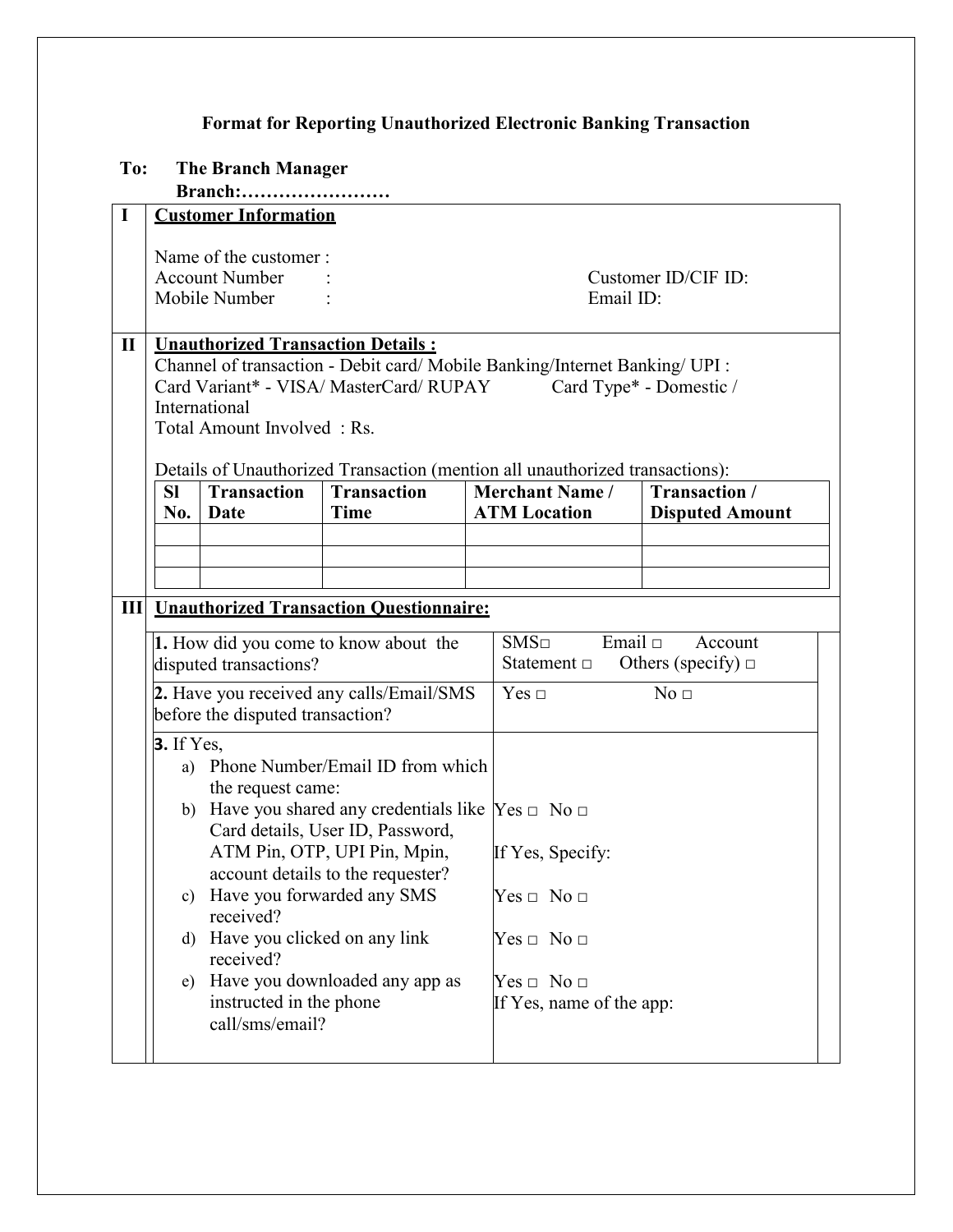## Format for Reporting Unauthorized Electronic Banking Transaction

**To: The Branch Manager**
**Branch:……………………**

### I Customer Information

Name of the customer :
Account Number :
Customer ID/CIF ID:
Mobile Number :
Email ID:

### II Unauthorized Transaction Details :

Channel of transaction - Debit card/ Mobile Banking/Internet Banking/ UPI :
Card Variant* - VISA/ MasterCard/ RUPAY Card Type* - Domestic / International
Total Amount Involved : Rs.

Details of Unauthorized Transaction (mention all unauthorized transactions):

| Sl No. | Transaction Date | Transaction Time | Merchant Name / ATM Location | Transaction / Disputed Amount |
|---|---|---|---|---|
| | | | | |
| | | | | |
| | | | | |

### III Unauthorized Transaction Questionnaire:

| Question | Response |
|---|---|
| **1.** How did you come to know about the disputed transactions? | SMS□ Email □ Account Statement □ Others (specify) □ |
| **2.** Have you received any calls/Email/SMS before the disputed transaction? | Yes □ No □ |
| **3.** If Yes,<br>a) Phone Number/Email ID from which the request came:<br>b) Have you shared any credentials like Card details, User ID, Password, ATM Pin, OTP, UPI Pin, Mpin, account details to the requester?<br>c) Have you forwarded any SMS received?<br>d) Have you clicked on any link received?<br>e) Have you downloaded any app as instructed in the phone call/sms/email? | <br><br>b) Yes □ No □<br>If Yes, Specify:<br>c) Yes □ No □<br>d) Yes □ No □<br>e) Yes □ No □<br>If Yes, name of the app: |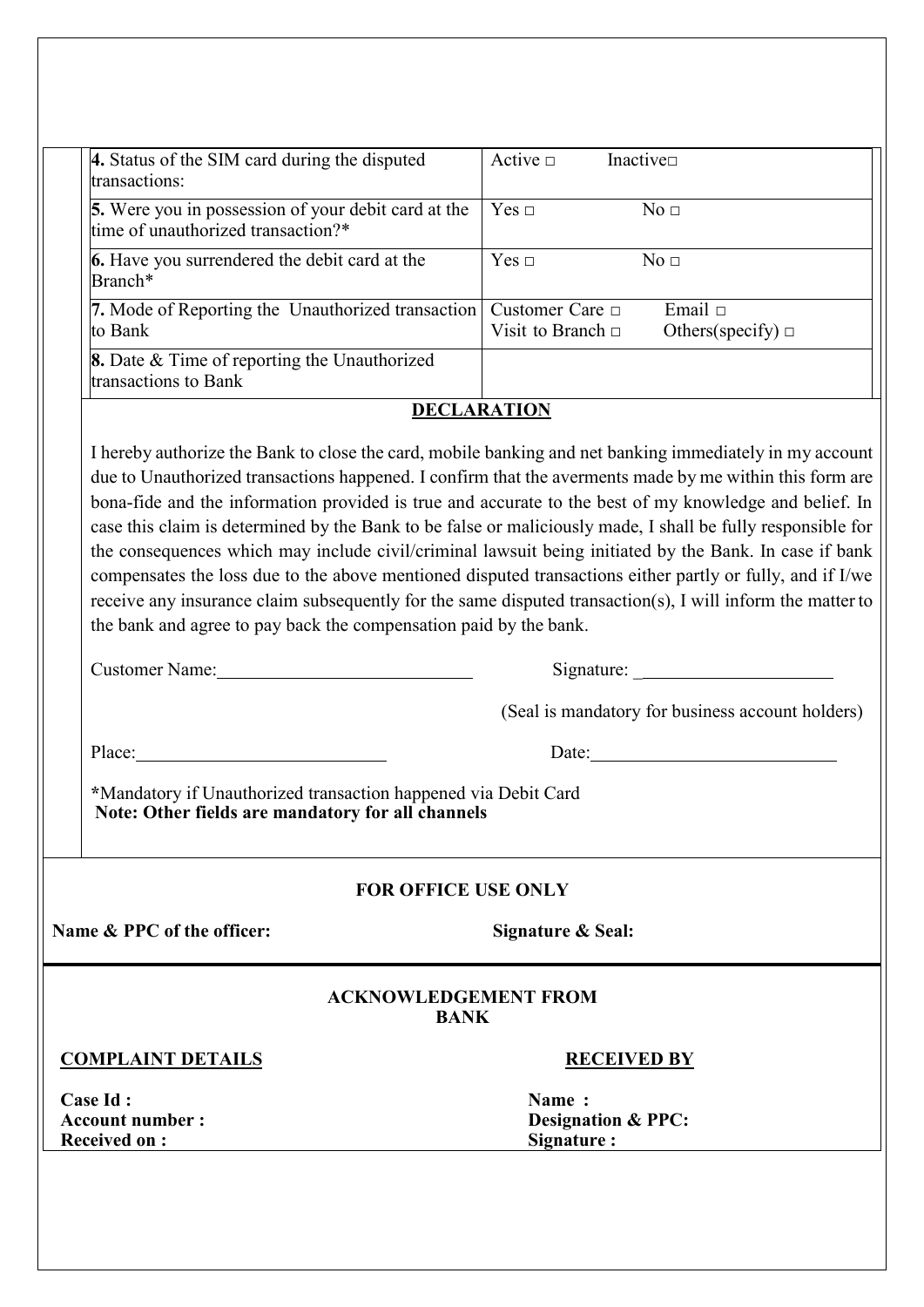| | |
|---|---|
| **4.** Status of the SIM card during the disputed transactions: | Active □ Inactive□ |
| **5.** Were you in possession of your debit card at the time of unauthorized transaction?* | Yes □ No □ |
| **6.** Have you surrendered the debit card at the Branch* | Yes □ No □ |
| **7.** Mode of Reporting the Unauthorized transaction to Bank | Customer Care □ Email □ Visit to Branch □ Others(specify) □ |
| **8.** Date & Time of reporting the Unauthorized transactions to Bank | |

## DECLARATION

I hereby authorize the Bank to close the card, mobile banking and net banking immediately in my account due to Unauthorized transactions happened. I confirm that the averments made by me within this form are bona-fide and the information provided is true and accurate to the best of my knowledge and belief. In case this claim is determined by the Bank to be false or maliciously made, I shall be fully responsible for the consequences which may include civil/criminal lawsuit being initiated by the Bank. In case if bank compensates the loss due to the above mentioned disputed transactions either partly or fully, and if I/we receive any insurance claim subsequently for the same disputed transaction(s), I will inform the matter to the bank and agree to pay back the compensation paid by the bank.

Customer Name:____________________________ Signature: ______________________

(Seal is mandatory for business account holders)

Place:____________________________ Date:____________________________

*Mandatory if Unauthorized transaction happened via Debit Card
**Note: Other fields are mandatory for all channels**

## FOR OFFICE USE ONLY

**Name & PPC of the officer:** **Signature & Seal:**

## ACKNOWLEDGEMENT FROM BANK

**COMPLAINT DETAILS**

**Case Id :**
**Account number :**
**Received on :**

**RECEIVED BY**

**Name :**
**Designation & PPC:**
**Signature :**